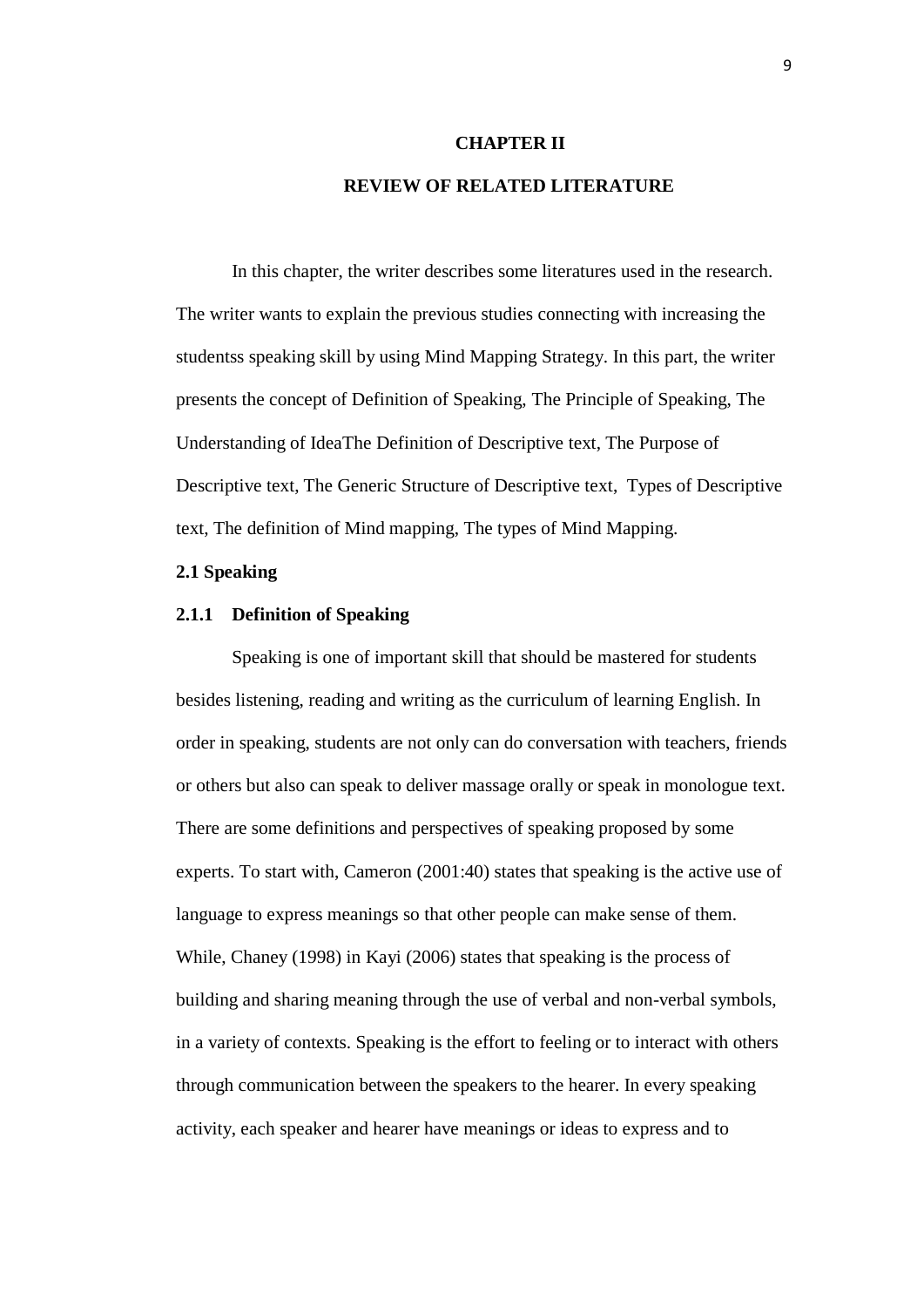# CHAPTER II

# REVIEW OF RELATED LITERATURE

In this chapter, the writer describes some literatures used in the research. The writer wants to explain the previous studies connecting with increasing the studentss speaking skill by using Mind Mapping Strategy. In this part, the writer presents the concept of Definition of Speaking, The Principle of Speaking, The Understanding of IdeaThe Definition of Descriptive text, The Purpose of Descriptive text, The Generic Structure of Descriptive text, Types of Descriptive text, The definition of Mind mapping, The types of Mind Mapping.

## 2.1 Speaking

### 2.1.1 Definition of Speaking

Speaking is one of important skill that should be mastered for students besides listening, reading and writing as the curriculum of learning English. In order in speaking, students are not only can do conversation with teachers, friends or others but also can speak to deliver massage orally or speak in monologue text. There are some definitions and perspectives of speaking proposed by some experts. To start with, Cameron (2001:40) states that speaking is the active use of language to express meanings so that other people can make sense of them. While, Chaney (1998) in Kayi (2006) states that speaking is the process of building and sharing meaning through the use of verbal and non-verbal symbols, in a variety of contexts. Speaking is the effort to feeling or to interact with others through communication between the speakers to the hearer. In every speaking activity, each speaker and hearer have meanings or ideas to express and to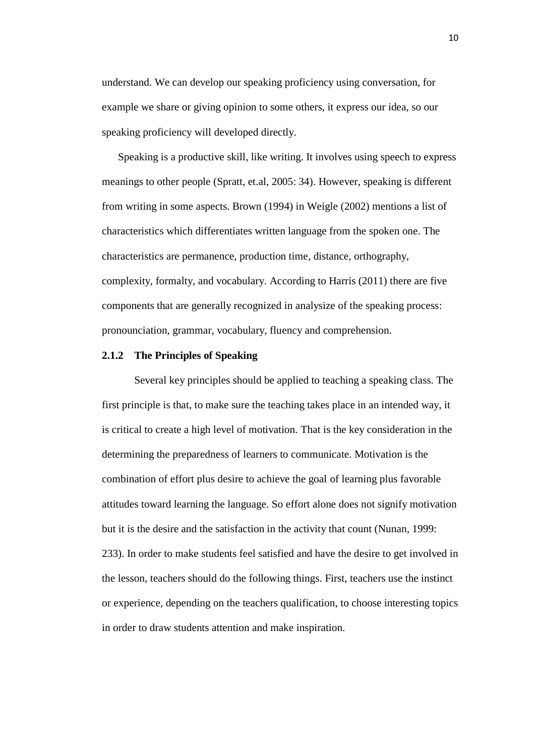understand. We can develop our speaking proficiency using conversation, for example we share or giving opinion to some others, it express our idea, so our speaking proficiency will developed directly.

Speaking is a productive skill, like writing. It involves using speech to express meanings to other people (Spratt, et.al, 2005: 34). However, speaking is different from writing in some aspects. Brown (1994) in Weigle (2002) mentions a list of characteristics which differentiates written language from the spoken one. The characteristics are permanence, production time, distance, orthography, complexity, formalty, and vocabulary. According to Harris (2011) there are five components that are generally recognized in analysize of the speaking process: pronounciation, grammar, vocabulary, fluency and comprehension.

### 2.1.2 The Principles of Speaking

Several key principles should be applied to teaching a speaking class. The first principle is that, to make sure the teaching takes place in an intended way, it is critical to create a high level of motivation. That is the key consideration in the determining the preparedness of learners to communicate. Motivation is the combination of effort plus desire to achieve the goal of learning plus favorable attitudes toward learning the language. So effort alone does not signify motivation but it is the desire and the satisfaction in the activity that count (Nunan, 1999: 233). In order to make students feel satisfied and have the desire to get involved in the lesson, teachers should do the following things. First, teachers use the instinct or experience, depending on the teachers qualification, to choose interesting topics in order to draw students attention and make inspiration.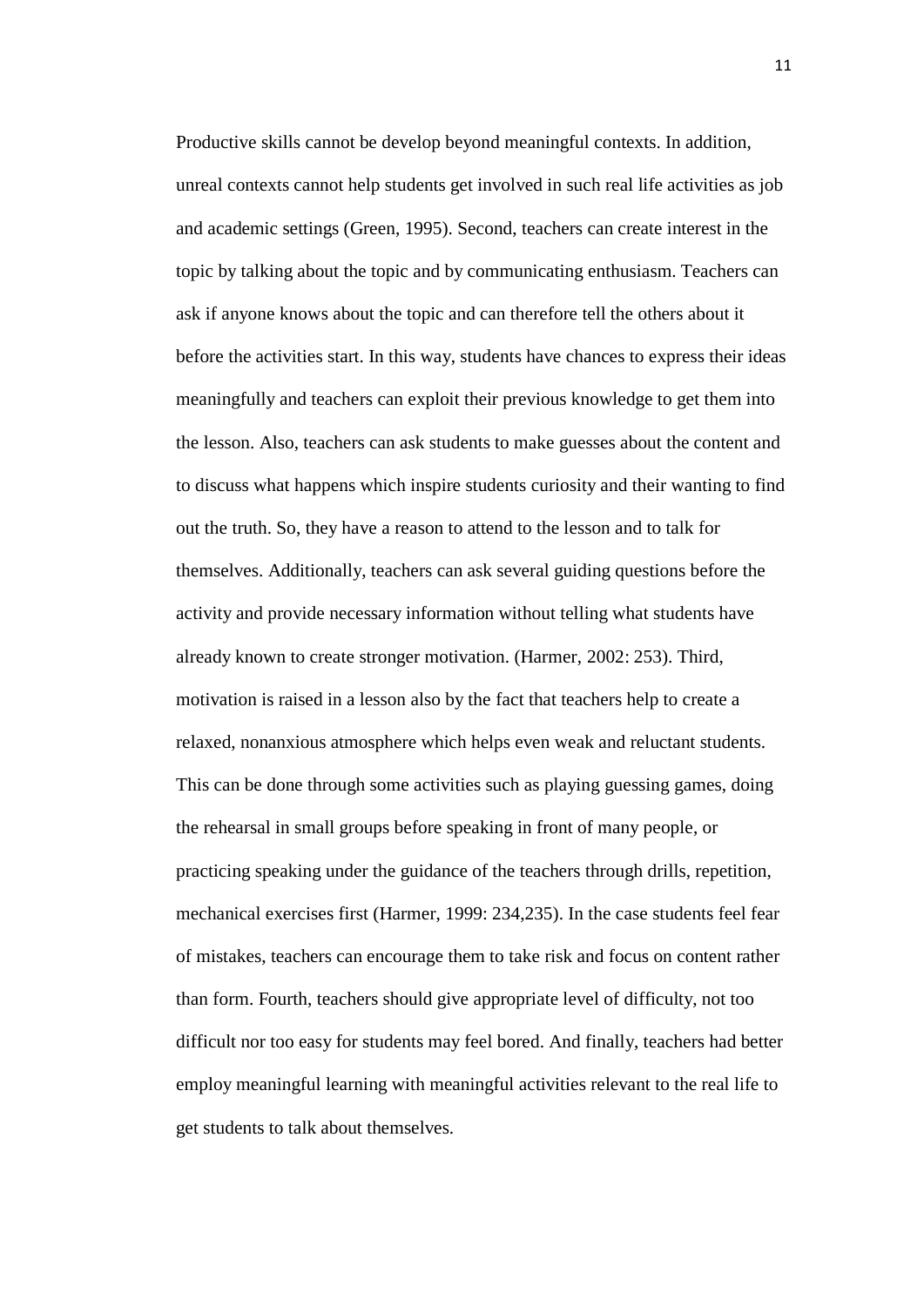Productive skills cannot be develop beyond meaningful contexts. In addition, unreal contexts cannot help students get involved in such real life activities as job and academic settings (Green, 1995). Second, teachers can create interest in the topic by talking about the topic and by communicating enthusiasm. Teachers can ask if anyone knows about the topic and can therefore tell the others about it before the activities start. In this way, students have chances to express their ideas meaningfully and teachers can exploit their previous knowledge to get them into the lesson. Also, teachers can ask students to make guesses about the content and to discuss what happens which inspire students curiosity and their wanting to find out the truth. So, they have a reason to attend to the lesson and to talk for themselves. Additionally, teachers can ask several guiding questions before the activity and provide necessary information without telling what students have already known to create stronger motivation. (Harmer, 2002: 253). Third, motivation is raised in a lesson also by the fact that teachers help to create a relaxed, nonanxious atmosphere which helps even weak and reluctant students. This can be done through some activities such as playing guessing games, doing the rehearsal in small groups before speaking in front of many people, or practicing speaking under the guidance of the teachers through drills, repetition, mechanical exercises first (Harmer, 1999: 234,235). In the case students feel fear of mistakes, teachers can encourage them to take risk and focus on content rather than form. Fourth, teachers should give appropriate level of difficulty, not too difficult nor too easy for students may feel bored. And finally, teachers had better employ meaningful learning with meaningful activities relevant to the real life to get students to talk about themselves.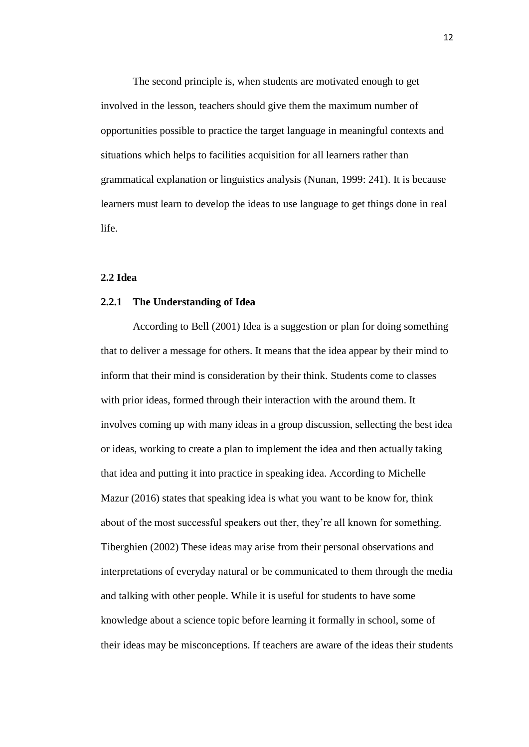The second principle is, when students are motivated enough to get involved in the lesson, teachers should give them the maximum number of opportunities possible to practice the target language in meaningful contexts and situations which helps to facilities acquisition for all learners rather than grammatical explanation or linguistics analysis (Nunan, 1999: 241). It is because learners must learn to develop the ideas to use language to get things done in real life.

## 2.2 Idea

### 2.2.1 The Understanding of Idea

According to Bell (2001) Idea is a suggestion or plan for doing something that to deliver a message for others. It means that the idea appear by their mind to inform that their mind is consideration by their think. Students come to classes with prior ideas, formed through their interaction with the around them. It involves coming up with many ideas in a group discussion, sellecting the best idea or ideas, working to create a plan to implement the idea and then actually taking that idea and putting it into practice in speaking idea. According to Michelle Mazur (2016) states that speaking idea is what you want to be know for, think about of the most successful speakers out ther, they're all known for something. Tiberghien (2002) These ideas may arise from their personal observations and interpretations of everyday natural or be communicated to them through the media and talking with other people. While it is useful for students to have some knowledge about a science topic before learning it formally in school, some of their ideas may be misconceptions. If teachers are aware of the ideas their students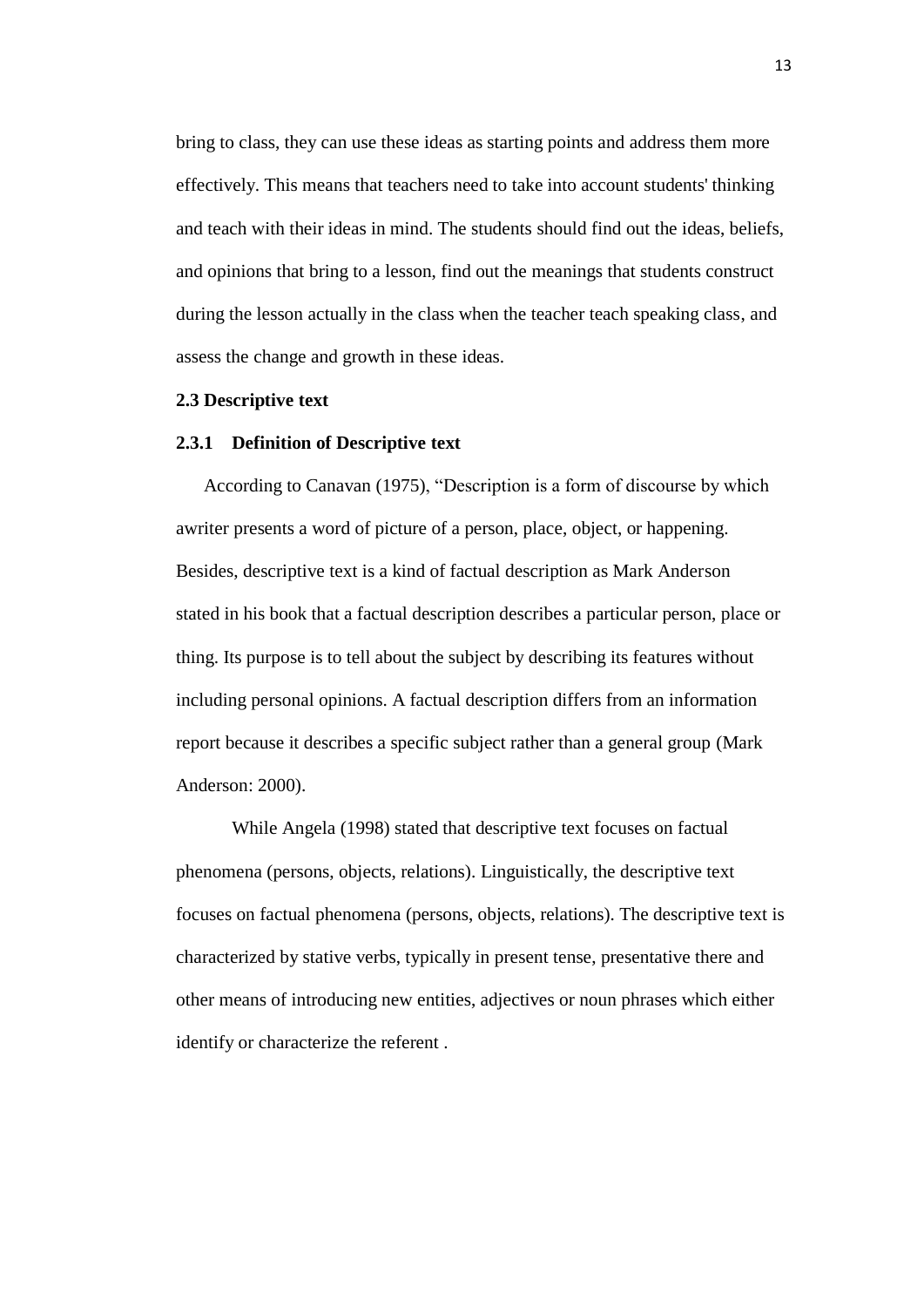bring to class, they can use these ideas as starting points and address them more effectively. This means that teachers need to take into account students' thinking and teach with their ideas in mind. The students should find out the ideas, beliefs, and opinions that bring to a lesson, find out the meanings that students construct during the lesson actually in the class when the teacher teach speaking class, and assess the change and growth in these ideas.

## 2.3 Descriptive text

### 2.3.1 Definition of Descriptive text

According to Canavan (1975), "Description is a form of discourse by which awriter presents a word of picture of a person, place, object, or happening. Besides, descriptive text is a kind of factual description as Mark Anderson stated in his book that a factual description describes a particular person, place or thing. Its purpose is to tell about the subject by describing its features without including personal opinions. A factual description differs from an information report because it describes a specific subject rather than a general group (Mark Anderson: 2000).

While Angela (1998) stated that descriptive text focuses on factual phenomena (persons, objects, relations). Linguistically, the descriptive text focuses on factual phenomena (persons, objects, relations). The descriptive text is characterized by stative verbs, typically in present tense, presentative there and other means of introducing new entities, adjectives or noun phrases which either identify or characterize the referent .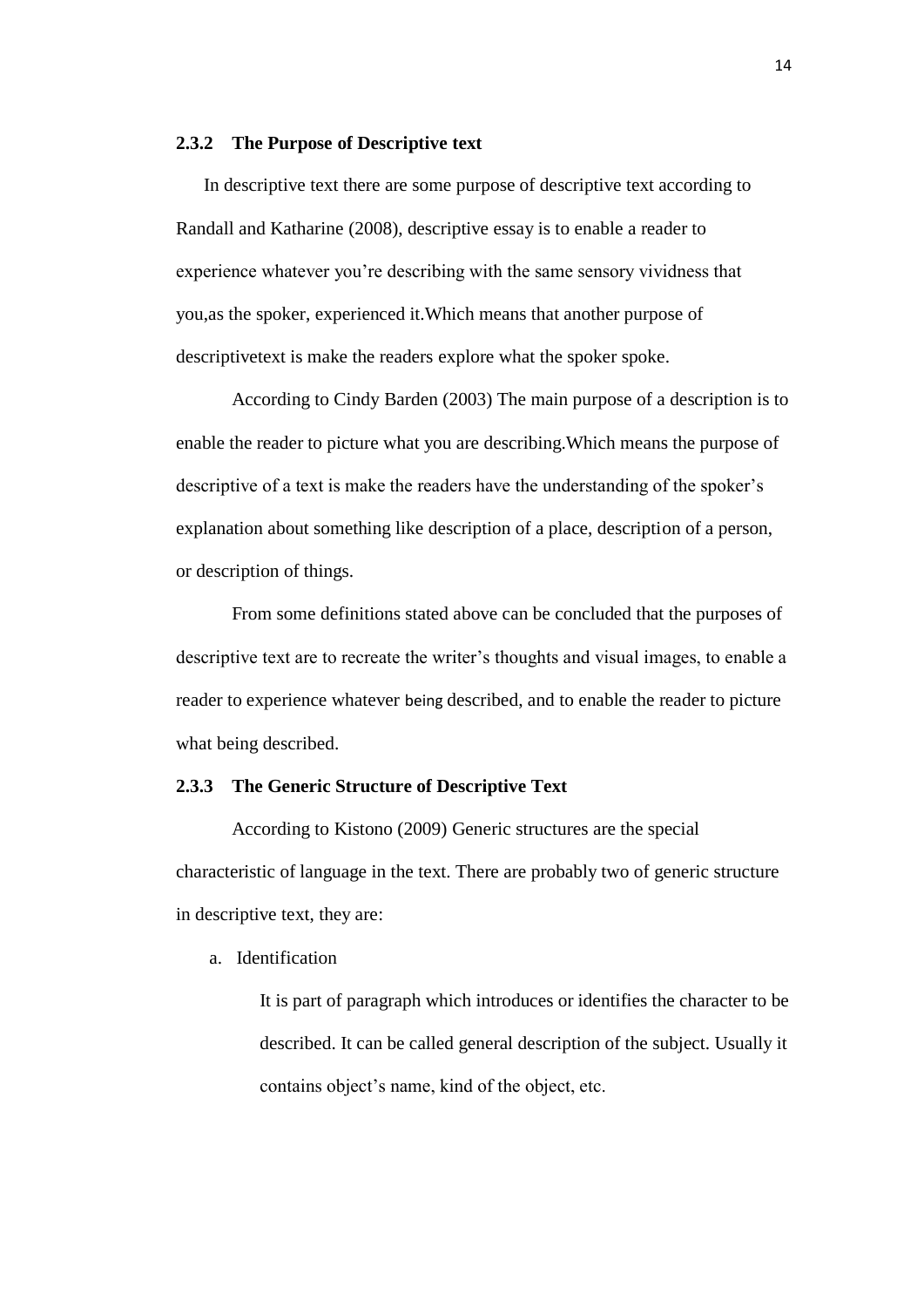### 2.3.2 The Purpose of Descriptive text

In descriptive text there are some purpose of descriptive text according to Randall and Katharine (2008), descriptive essay is to enable a reader to experience whatever you're describing with the same sensory vividness that you,as the spoker, experienced it.Which means that another purpose of descriptivetext is make the readers explore what the spoker spoke.

According to Cindy Barden (2003) The main purpose of a description is to enable the reader to picture what you are describing.Which means the purpose of descriptive of a text is make the readers have the understanding of the spoker's explanation about something like description of a place, description of a person, or description of things.

From some definitions stated above can be concluded that the purposes of descriptive text are to recreate the writer's thoughts and visual images, to enable a reader to experience whatever being described, and to enable the reader to picture what being described.

### 2.3.3 The Generic Structure of Descriptive Text

According to Kistono (2009) Generic structures are the special characteristic of language in the text. There are probably two of generic structure in descriptive text, they are:

a. Identification

   It is part of paragraph which introduces or identifies the character to be described. It can be called general description of the subject. Usually it contains object's name, kind of the object, etc.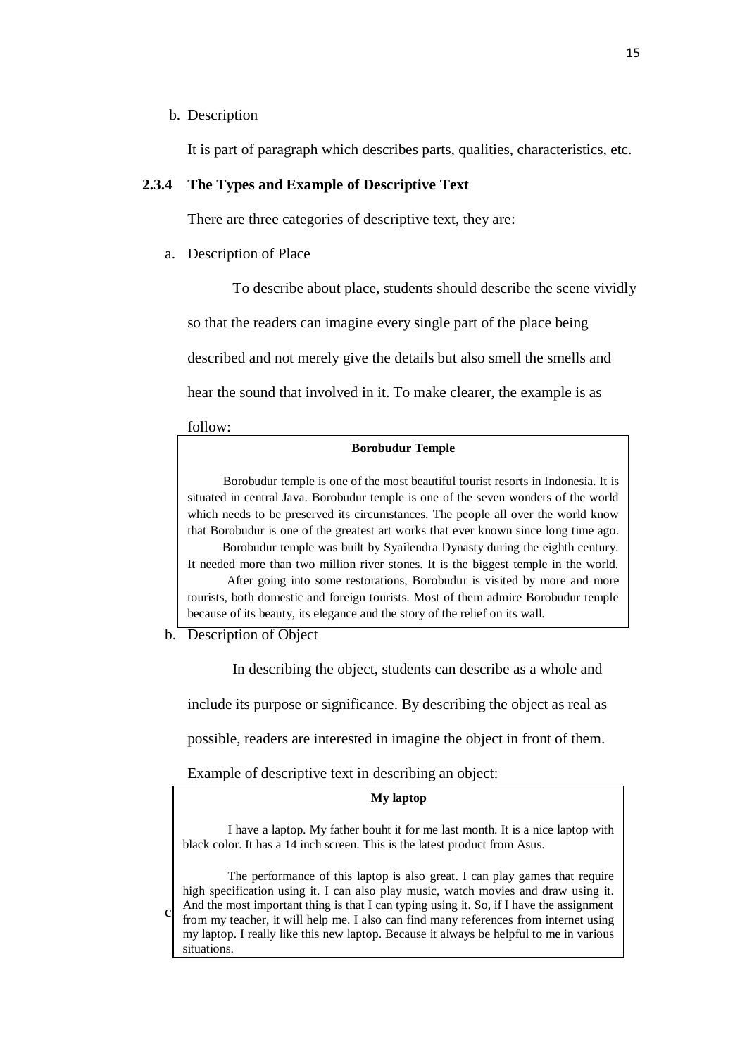b. Description

It is part of paragraph which describes parts, qualities, characteristics, etc.

### 2.3.4 The Types and Example of Descriptive Text

There are three categories of descriptive text, they are:

a. Description of Place

To describe about place, students should describe the scene vividly so that the readers can imagine every single part of the place being described and not merely give the details but also smell the smells and hear the sound that involved in it. To make clearer, the example is as follow:

> **Borobudur Temple**
>
> Borobudur temple is one of the most beautiful tourist resorts in Indonesia. It is situated in central Java. Borobudur temple is one of the seven wonders of the world which needs to be preserved its circumstances. The people all over the world know that Borobudur is one of the greatest art works that ever known since long time ago.
>
> Borobudur temple was built by Syailendra Dynasty during the eighth century. It needed more than two million river stones. It is the biggest temple in the world.
>
> After going into some restorations, Borobudur is visited by more and more tourists, both domestic and foreign tourists. Most of them admire Borobudur temple because of its beauty, its elegance and the story of the relief on its wall.

b. Description of Object

In describing the object, students can describe as a whole and include its purpose or significance. By describing the object as real as possible, readers are interested in imagine the object in front of them.

Example of descriptive text in describing an object:

> **My laptop**
>
> I have a laptop. My father bouht it for me last month. It is a nice laptop with black color. It has a 14 inch screen. This is the latest product from Asus.
>
> The performance of this laptop is also great. I can play games that require high specification using it. I can also play music, watch movies and draw using it. And the most important thing is that I can typing using it. So, if I have the assignment from my teacher, it will help me. I also can find many references from internet using my laptop. I really like this new laptop. Because it always be helpful to me in various situations.

c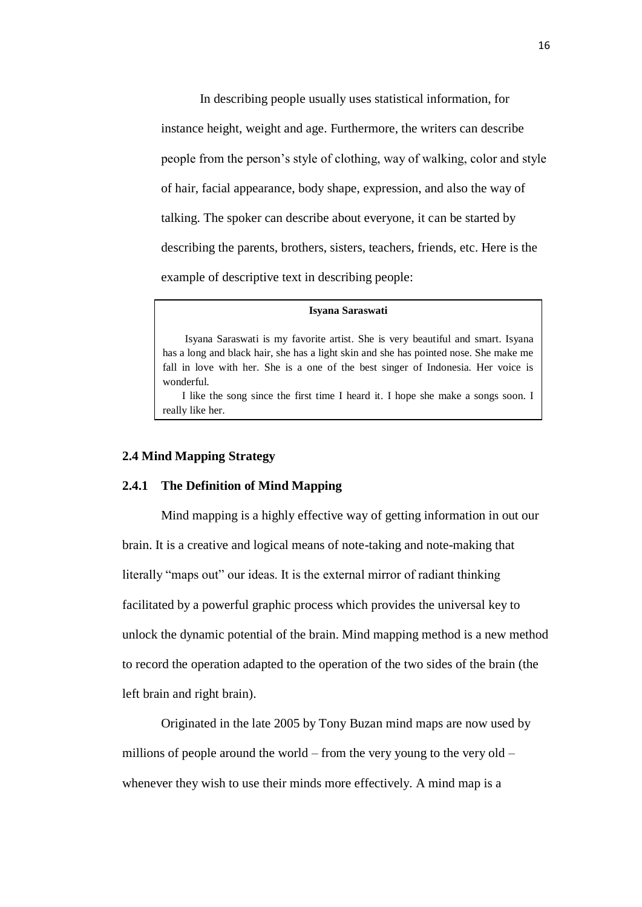In describing people usually uses statistical information, for instance height, weight and age. Furthermore, the writers can describe people from the person's style of clothing, way of walking, color and style of hair, facial appearance, body shape, expression, and also the way of talking. The spoker can describe about everyone, it can be started by describing the parents, brothers, sisters, teachers, friends, etc. Here is the example of descriptive text in describing people:

> **Isyana Saraswati**
>
> Isyana Saraswati is my favorite artist. She is very beautiful and smart. Isyana has a long and black hair, she has a light skin and she has pointed nose. She make me fall in love with her. She is a one of the best singer of Indonesia. Her voice is wonderful.
>
> I like the song since the first time I heard it. I hope she make a songs soon. I really like her.

## 2.4 Mind Mapping Strategy

### 2.4.1 The Definition of Mind Mapping

Mind mapping is a highly effective way of getting information in out our brain. It is a creative and logical means of note-taking and note-making that literally "maps out" our ideas. It is the external mirror of radiant thinking facilitated by a powerful graphic process which provides the universal key to unlock the dynamic potential of the brain. Mind mapping method is a new method to record the operation adapted to the operation of the two sides of the brain (the left brain and right brain).

Originated in the late 2005 by Tony Buzan mind maps are now used by millions of people around the world – from the very young to the very old – whenever they wish to use their minds more effectively. A mind map is a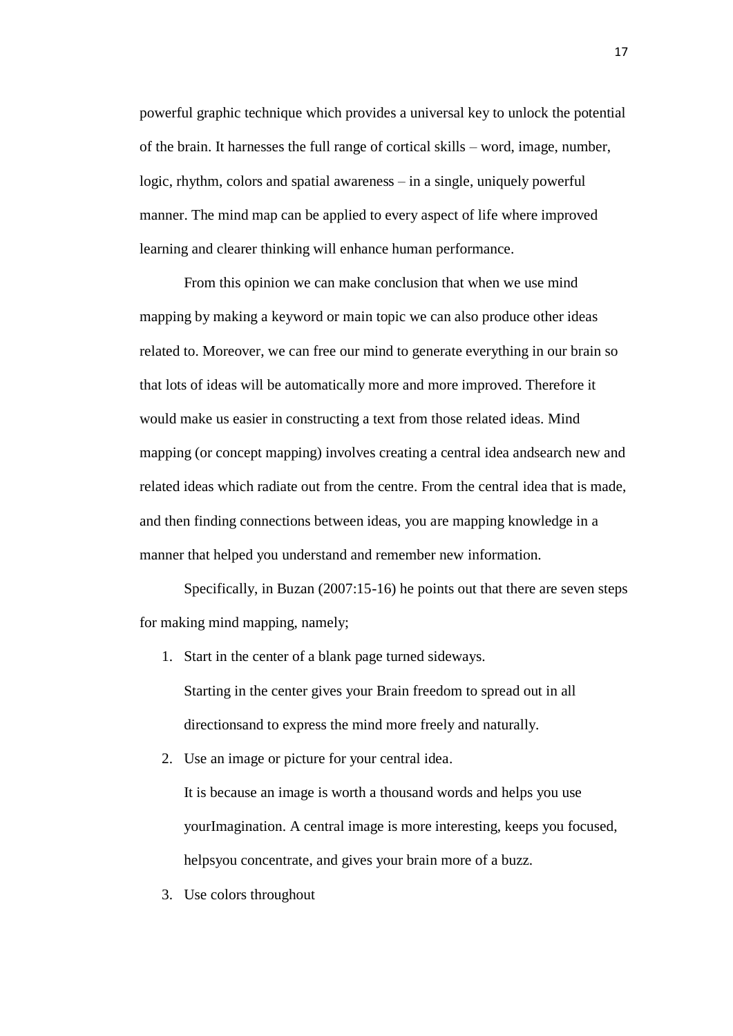powerful graphic technique which provides a universal key to unlock the potential of the brain. It harnesses the full range of cortical skills – word, image, number, logic, rhythm, colors and spatial awareness – in a single, uniquely powerful manner. The mind map can be applied to every aspect of life where improved learning and clearer thinking will enhance human performance.

From this opinion we can make conclusion that when we use mind mapping by making a keyword or main topic we can also produce other ideas related to. Moreover, we can free our mind to generate everything in our brain so that lots of ideas will be automatically more and more improved. Therefore it would make us easier in constructing a text from those related ideas. Mind mapping (or concept mapping) involves creating a central idea andsearch new and related ideas which radiate out from the centre. From the central idea that is made, and then finding connections between ideas, you are mapping knowledge in a manner that helped you understand and remember new information.

Specifically, in Buzan (2007:15-16) he points out that there are seven steps for making mind mapping, namely;

1. Start in the center of a blank page turned sideways.

   Starting in the center gives your Brain freedom to spread out in all directionsand to express the mind more freely and naturally.

2. Use an image or picture for your central idea.

   It is because an image is worth a thousand words and helps you use yourImagination. A central image is more interesting, keeps you focused, helpsyou concentrate, and gives your brain more of a buzz.

3. Use colors throughout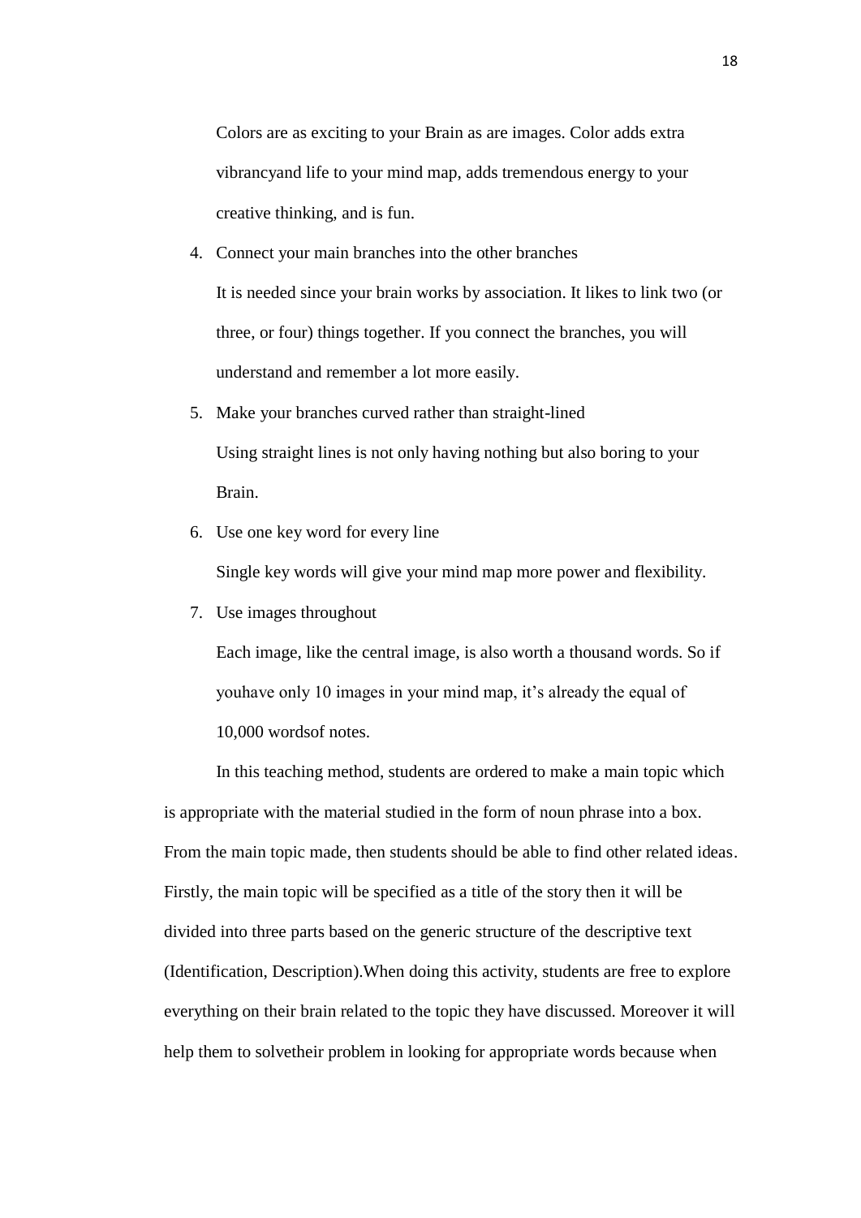Colors are as exciting to your Brain as are images. Color adds extra vibrancyand life to your mind map, adds tremendous energy to your creative thinking, and is fun.

4. Connect your main branches into the other branches

   It is needed since your brain works by association. It likes to link two (or three, or four) things together. If you connect the branches, you will understand and remember a lot more easily.

5. Make your branches curved rather than straight-lined

   Using straight lines is not only having nothing but also boring to your Brain.

6. Use one key word for every line

   Single key words will give your mind map more power and flexibility.

7. Use images throughout

   Each image, like the central image, is also worth a thousand words. So if youhave only 10 images in your mind map, it's already the equal of 10,000 wordsof notes.

In this teaching method, students are ordered to make a main topic which is appropriate with the material studied in the form of noun phrase into a box. From the main topic made, then students should be able to find other related ideas. Firstly, the main topic will be specified as a title of the story then it will be divided into three parts based on the generic structure of the descriptive text (Identification, Description).When doing this activity, students are free to explore everything on their brain related to the topic they have discussed. Moreover it will help them to solvetheir problem in looking for appropriate words because when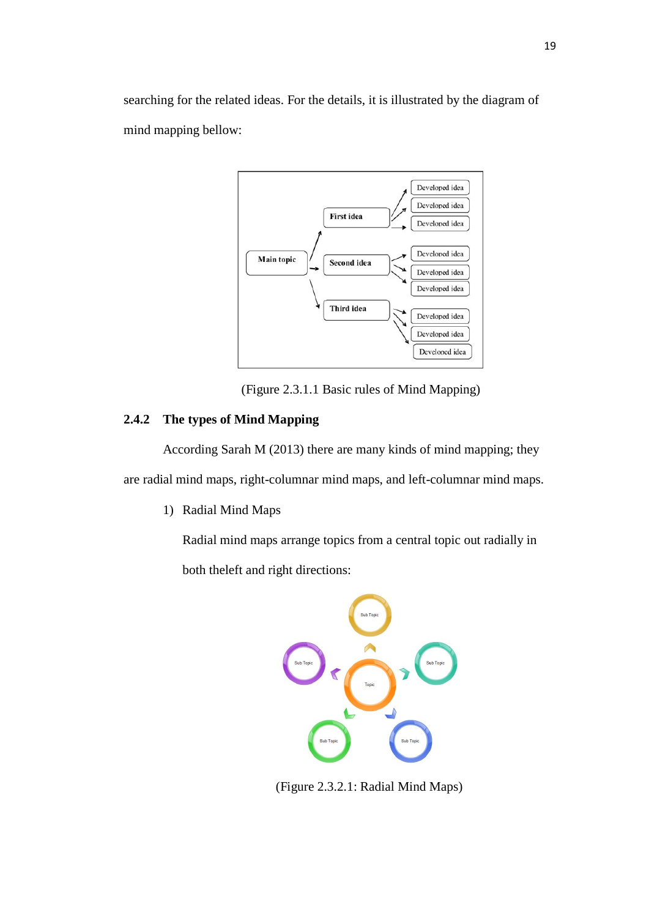searching for the related ideas. For the details, it is illustrated by the diagram of mind mapping bellow:

(Figure 2.3.1.1 Basic rules of Mind Mapping)

### 2.4.2 The types of Mind Mapping

According Sarah M (2013) there are many kinds of mind mapping; they are radial mind maps, right-columnar mind maps, and left-columnar mind maps.

1) Radial Mind Maps

Radial mind maps arrange topics from a central topic out radially in both theleft and right directions:

(Figure 2.3.2.1: Radial Mind Maps)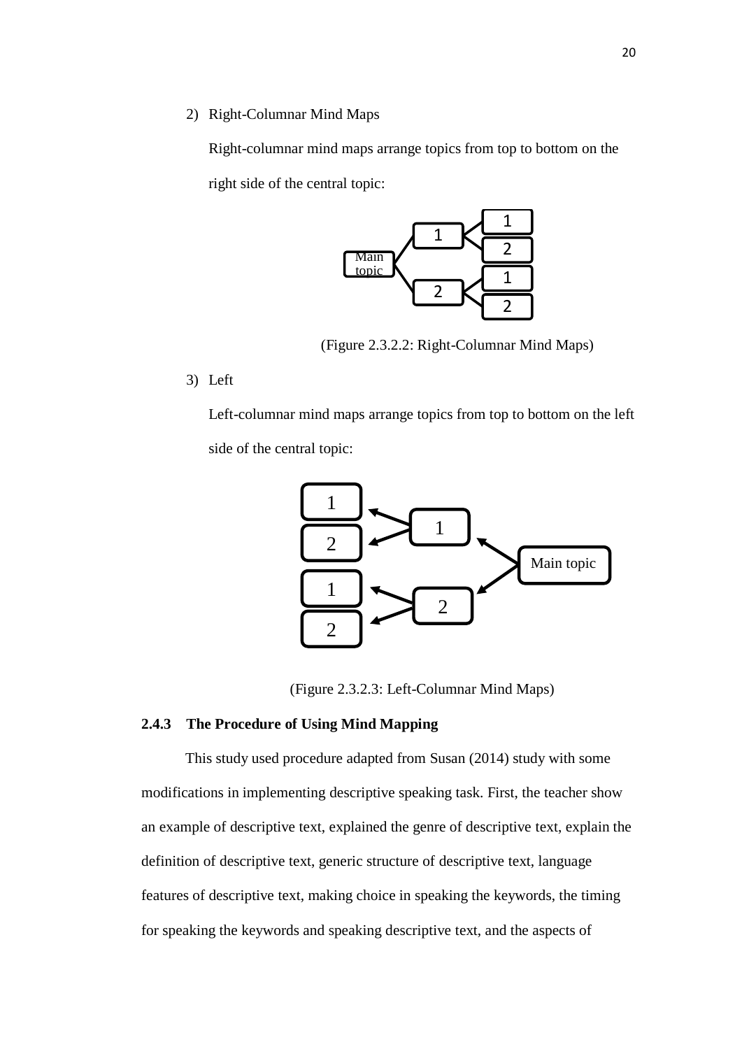2) Right-Columnar Mind Maps

Right-columnar mind maps arrange topics from top to bottom on the right side of the central topic:

(Figure 2.3.2.2: Right-Columnar Mind Maps)

3) Left

Left-columnar mind maps arrange topics from top to bottom on the left side of the central topic:

(Figure 2.3.2.3: Left-Columnar Mind Maps)

### 2.4.3 The Procedure of Using Mind Mapping

This study used procedure adapted from Susan (2014) study with some modifications in implementing descriptive speaking task. First, the teacher show an example of descriptive text, explained the genre of descriptive text, explain the definition of descriptive text, generic structure of descriptive text, language features of descriptive text, making choice in speaking the keywords, the timing for speaking the keywords and speaking descriptive text, and the aspects of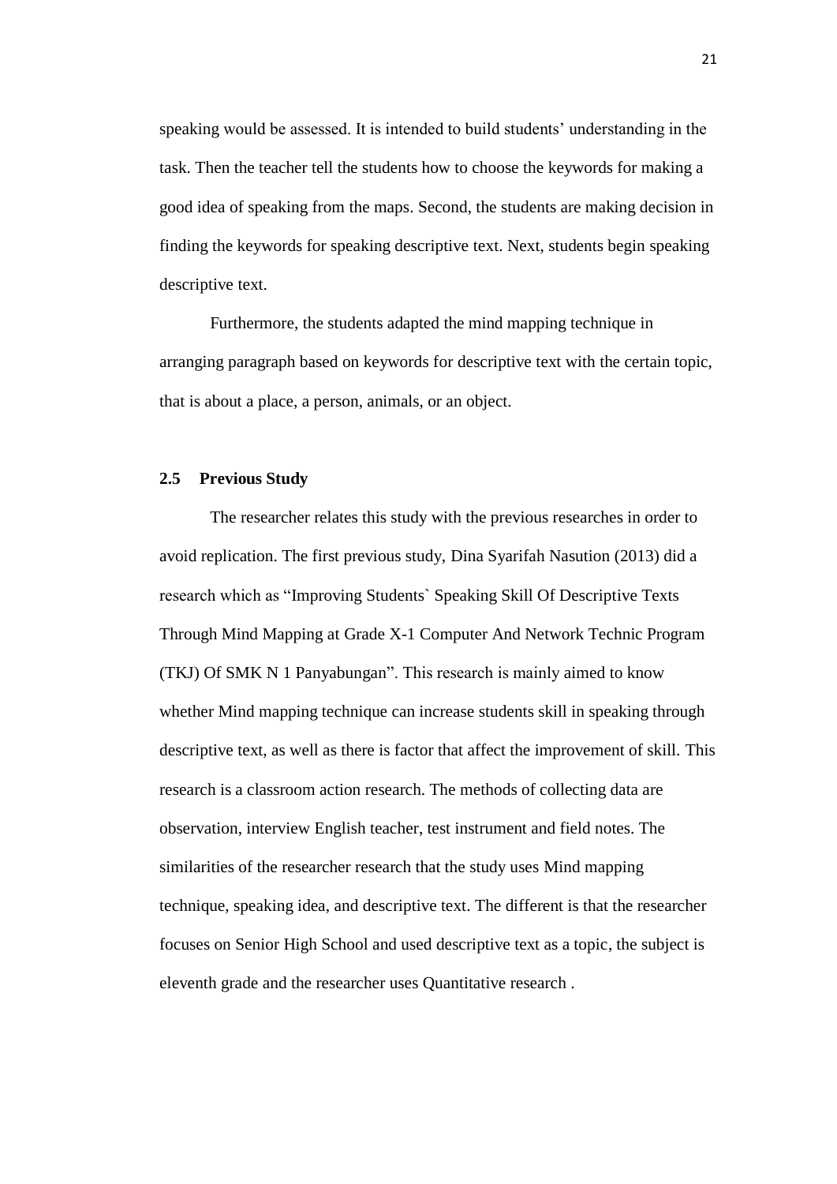speaking would be assessed. It is intended to build students' understanding in the task. Then the teacher tell the students how to choose the keywords for making a good idea of speaking from the maps. Second, the students are making decision in finding the keywords for speaking descriptive text. Next, students begin speaking descriptive text.

Furthermore, the students adapted the mind mapping technique in arranging paragraph based on keywords for descriptive text with the certain topic, that is about a place, a person, animals, or an object.

### 2.5 Previous Study

The researcher relates this study with the previous researches in order to avoid replication. The first previous study, Dina Syarifah Nasution (2013) did a research which as "Improving Students` Speaking Skill Of Descriptive Texts Through Mind Mapping at Grade X-1 Computer And Network Technic Program (TKJ) Of SMK N 1 Panyabungan". This research is mainly aimed to know whether Mind mapping technique can increase students skill in speaking through descriptive text, as well as there is factor that affect the improvement of skill. This research is a classroom action research. The methods of collecting data are observation, interview English teacher, test instrument and field notes. The similarities of the researcher research that the study uses Mind mapping technique, speaking idea, and descriptive text. The different is that the researcher focuses on Senior High School and used descriptive text as a topic, the subject is eleventh grade and the researcher uses Quantitative research .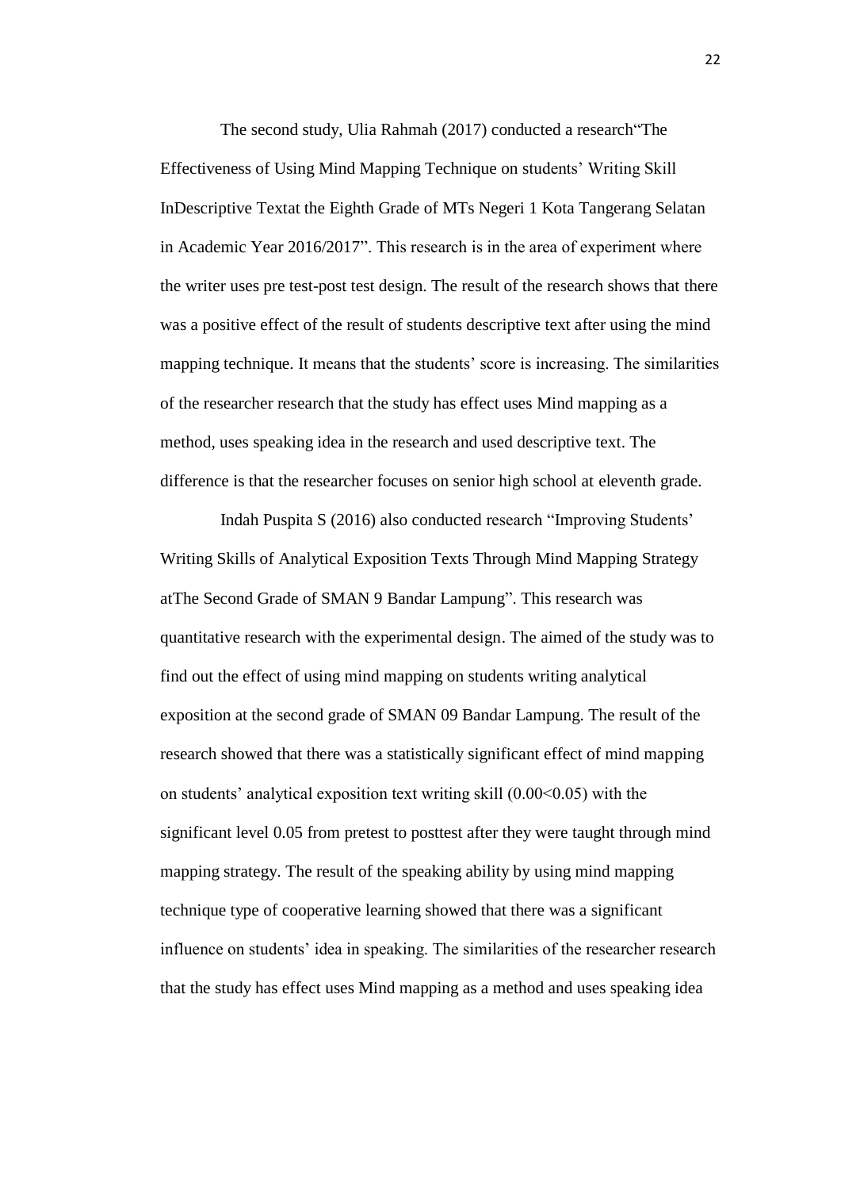The second study, Ulia Rahmah (2017) conducted a research"The Effectiveness of Using Mind Mapping Technique on students' Writing Skill InDescriptive Textat the Eighth Grade of MTs Negeri 1 Kota Tangerang Selatan in Academic Year 2016/2017". This research is in the area of experiment where the writer uses pre test-post test design. The result of the research shows that there was a positive effect of the result of students descriptive text after using the mind mapping technique. It means that the students' score is increasing. The similarities of the researcher research that the study has effect uses Mind mapping as a method, uses speaking idea in the research and used descriptive text. The difference is that the researcher focuses on senior high school at eleventh grade.

Indah Puspita S (2016) also conducted research "Improving Students' Writing Skills of Analytical Exposition Texts Through Mind Mapping Strategy atThe Second Grade of SMAN 9 Bandar Lampung". This research was quantitative research with the experimental design. The aimed of the study was to find out the effect of using mind mapping on students writing analytical exposition at the second grade of SMAN 09 Bandar Lampung. The result of the research showed that there was a statistically significant effect of mind mapping on students' analytical exposition text writing skill (0.00<0.05) with the significant level 0.05 from pretest to posttest after they were taught through mind mapping strategy. The result of the speaking ability by using mind mapping technique type of cooperative learning showed that there was a significant influence on students' idea in speaking. The similarities of the researcher research that the study has effect uses Mind mapping as a method and uses speaking idea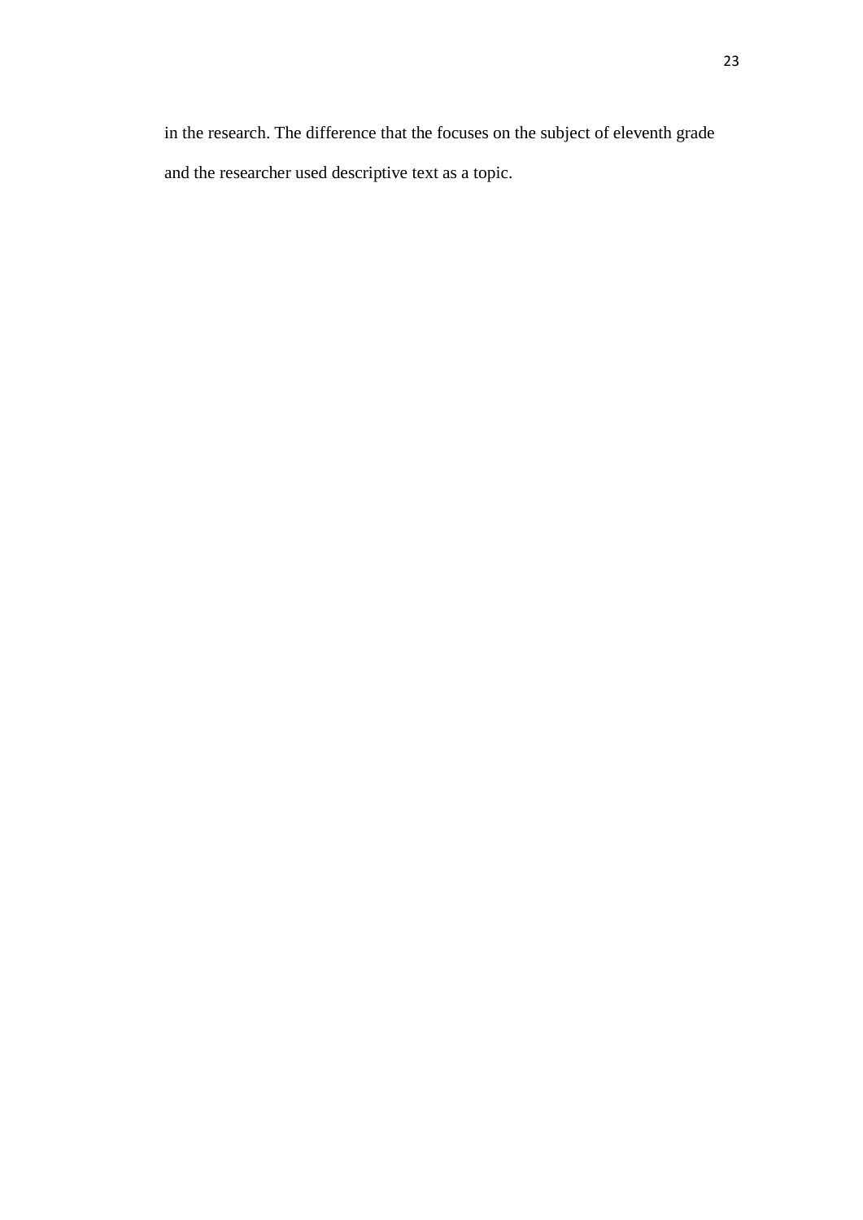in the research. The difference that the focuses on the subject of eleventh grade and the researcher used descriptive text as a topic.